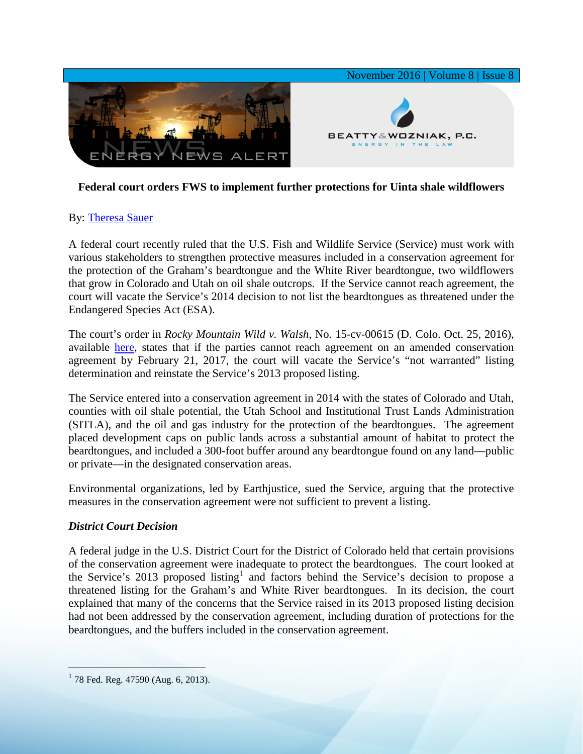# Federal court orders FWS to implement further protections for Uinta shale wildflowers

By: Theresa Sauer

A federal court recently ruled that the U.S. Fish and Wildlife Service (Service) must work with various stakeholders to strengthen protective measures included in a conservation agreement for the protection of the Graham's beardtongue and the White River beardtongue, two wildflowers that grow in Colorado and Utah on oil shale outcrops. If the Service cannot reach agreement, the court will vacate the Service's 2014 decision to not list the beardtongues as threatened under the Endangered Species Act (ESA).

The court's order in *Rocky Mountain Wild v. Walsh*, No. 15-cv-00615 (D. Colo. Oct. 25, 2016), available here, states that if the parties cannot reach agreement on an amended conservation agreement by February 21, 2017, the court will vacate the Service's "not warranted" listing determination and reinstate the Service's 2013 proposed listing.

The Service entered into a conservation agreement in 2014 with the states of Colorado and Utah, counties with oil shale potential, the Utah School and Institutional Trust Lands Administration (SITLA), and the oil and gas industry for the protection of the beardtongues. The agreement placed development caps on public lands across a substantial amount of habitat to protect the beardtongues, and included a 300-foot buffer around any beardtongue found on any land—public or private—in the designated conservation areas.

Environmental organizations, led by Earthjustice, sued the Service, arguing that the protective measures in the conservation agreement were not sufficient to prevent a listing.

### *District Court Decision*

A federal judge in the U.S. District Court for the District of Colorado held that certain provisions of the conservation agreement were inadequate to protect the beardtongues. The court looked at the Service's 2013 proposed listing[1] and factors behind the Service's decision to propose a threatened listing for the Graham's and White River beardtongues. In its decision, the court explained that many of the concerns that the Service raised in its 2013 proposed listing decision had not been addressed by the conservation agreement, including duration of protections for the beardtongues, and the buffers included in the conservation agreement.

---

[1] 78 Fed. Reg. 47590 (Aug. 6, 2013).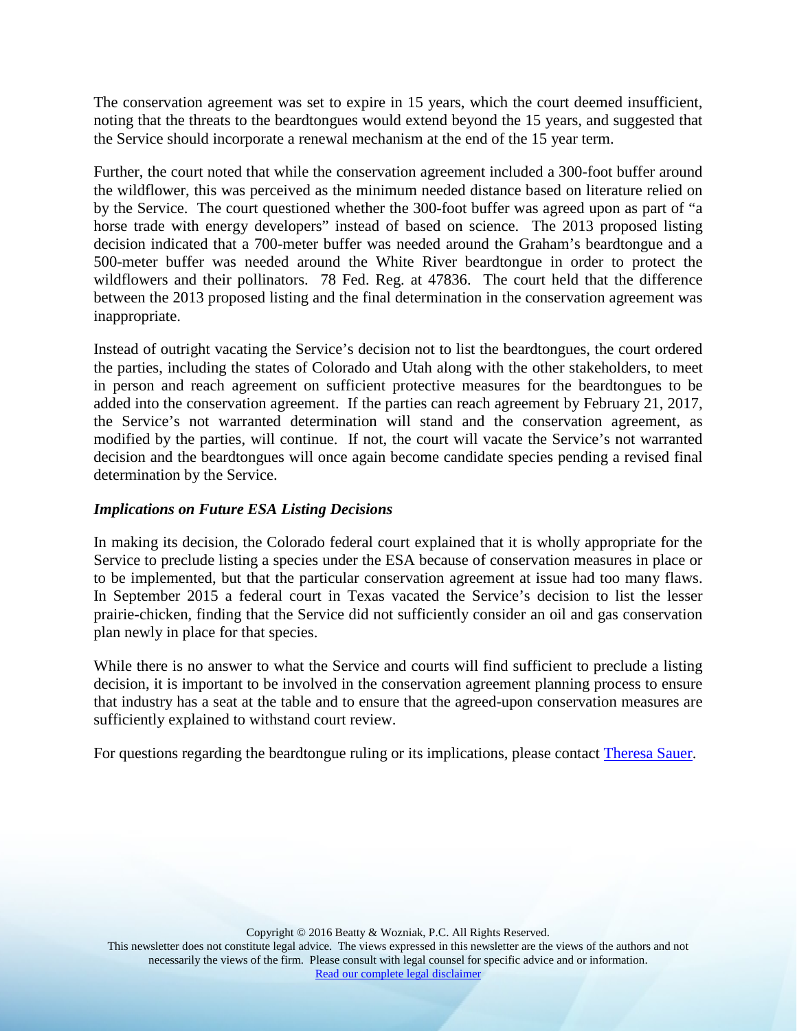The conservation agreement was set to expire in 15 years, which the court deemed insufficient, noting that the threats to the beardtongues would extend beyond the 15 years, and suggested that the Service should incorporate a renewal mechanism at the end of the 15 year term.

Further, the court noted that while the conservation agreement included a 300-foot buffer around the wildflower, this was perceived as the minimum needed distance based on literature relied on by the Service. The court questioned whether the 300-foot buffer was agreed upon as part of "a horse trade with energy developers" instead of based on science. The 2013 proposed listing decision indicated that a 700-meter buffer was needed around the Graham's beardtongue and a 500-meter buffer was needed around the White River beardtongue in order to protect the wildflowers and their pollinators. 78 Fed. Reg. at 47836. The court held that the difference between the 2013 proposed listing and the final determination in the conservation agreement was inappropriate.

Instead of outright vacating the Service's decision not to list the beardtongues, the court ordered the parties, including the states of Colorado and Utah along with the other stakeholders, to meet in person and reach agreement on sufficient protective measures for the beardtongues to be added into the conservation agreement. If the parties can reach agreement by February 21, 2017, the Service's not warranted determination will stand and the conservation agreement, as modified by the parties, will continue. If not, the court will vacate the Service's not warranted decision and the beardtongues will once again become candidate species pending a revised final determination by the Service.

### ***Implications on Future ESA Listing Decisions***

In making its decision, the Colorado federal court explained that it is wholly appropriate for the Service to preclude listing a species under the ESA because of conservation measures in place or to be implemented, but that the particular conservation agreement at issue had too many flaws. In September 2015 a federal court in Texas vacated the Service's decision to list the lesser prairie-chicken, finding that the Service did not sufficiently consider an oil and gas conservation plan newly in place for that species.

While there is no answer to what the Service and courts will find sufficient to preclude a listing decision, it is important to be involved in the conservation agreement planning process to ensure that industry has a seat at the table and to ensure that the agreed-upon conservation measures are sufficiently explained to withstand court review.

For questions regarding the beardtongue ruling or its implications, please contact Theresa Sauer.

Copyright © 2016 Beatty & Wozniak, P.C. All Rights Reserved.
This newsletter does not constitute legal advice. The views expressed in this newsletter are the views of the authors and not necessarily the views of the firm. Please consult with legal counsel for specific advice and or information.
Read our complete legal disclaimer